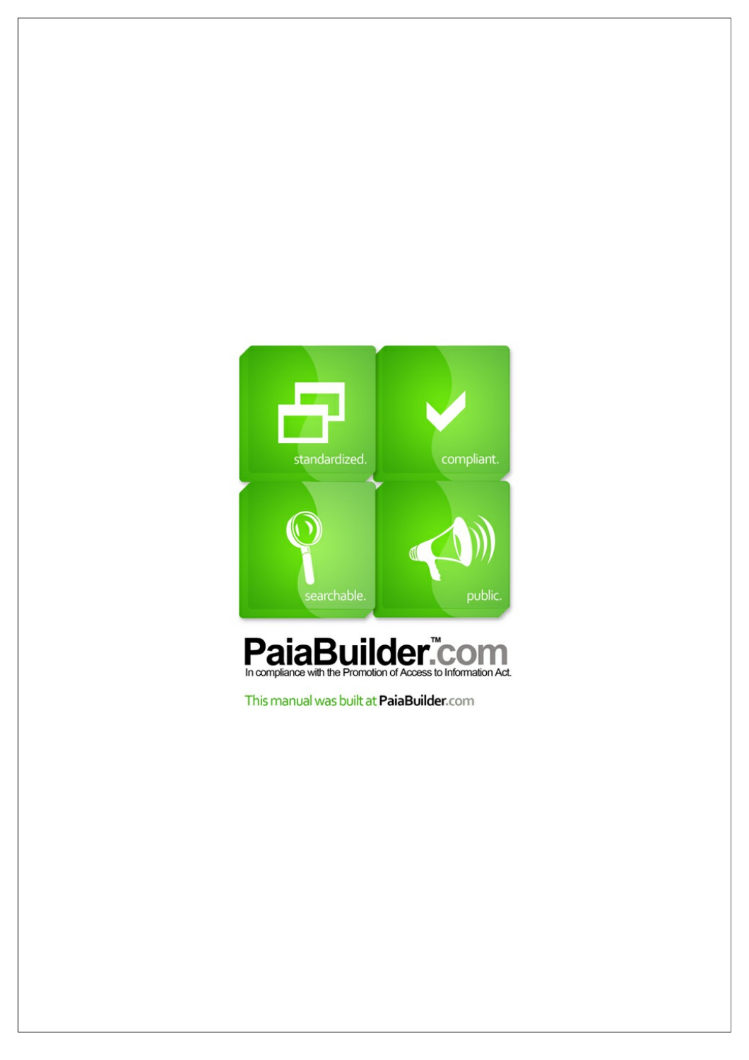standardized.

compliant.

searchable.

public.

PaiaBuilder™.com

In compliance with the Promotion of Access to Information Act.

This manual was built at PaiaBuilder.com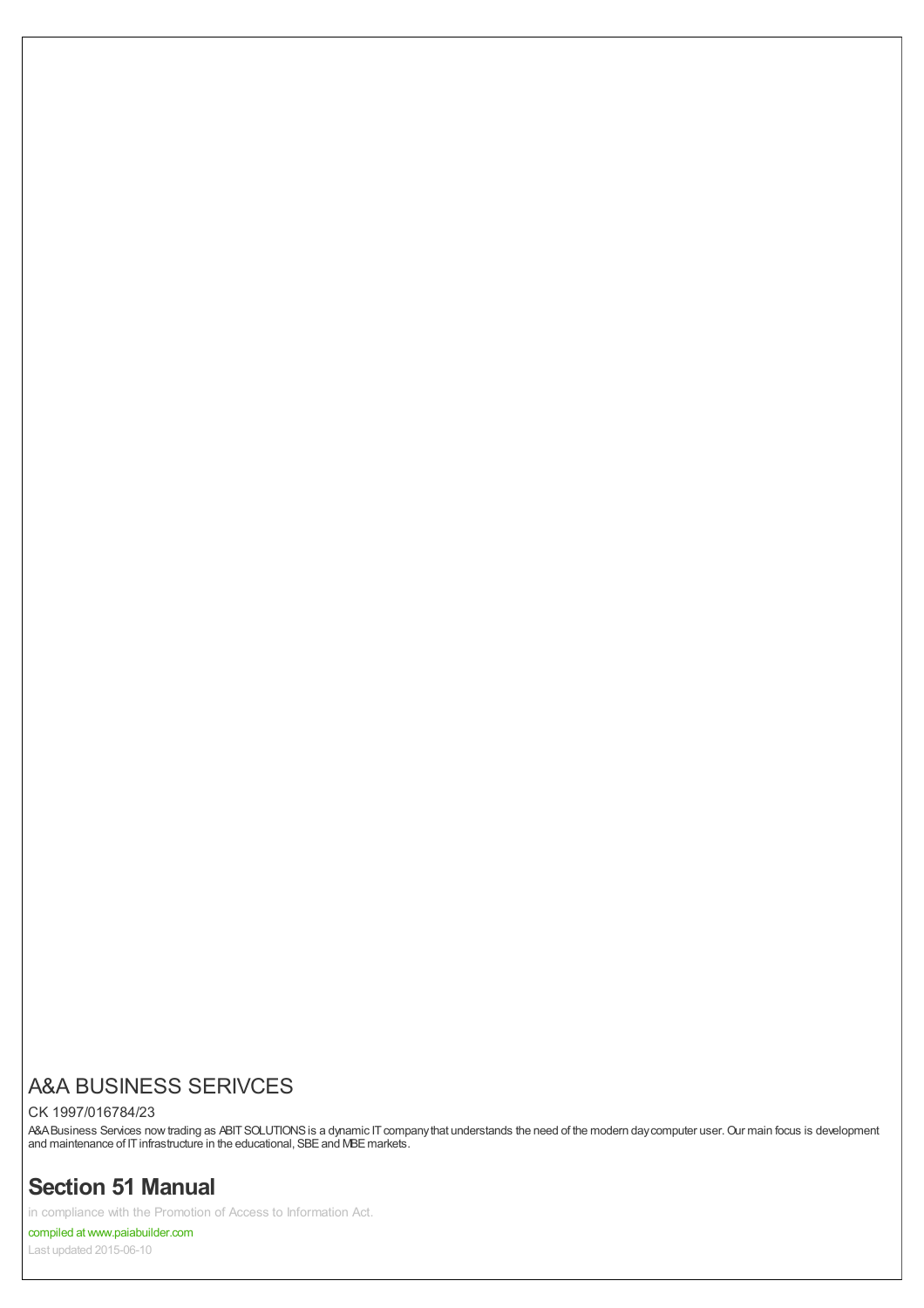# A&A BUSINESS SERIVCES

CK 1997/016784/23

A&A Business Services now trading as ABIT SOLUTIONS is a dynamic IT company that understands the need of the modern day computer user. Our main focus is development and maintenance of IT infrastructure in the educational, SBE and MBE markets.

## Section 51 Manual

in compliance with the Promotion of Access to Information Act.

compiled at www.paiabuilder.com

Last updated 2015-06-10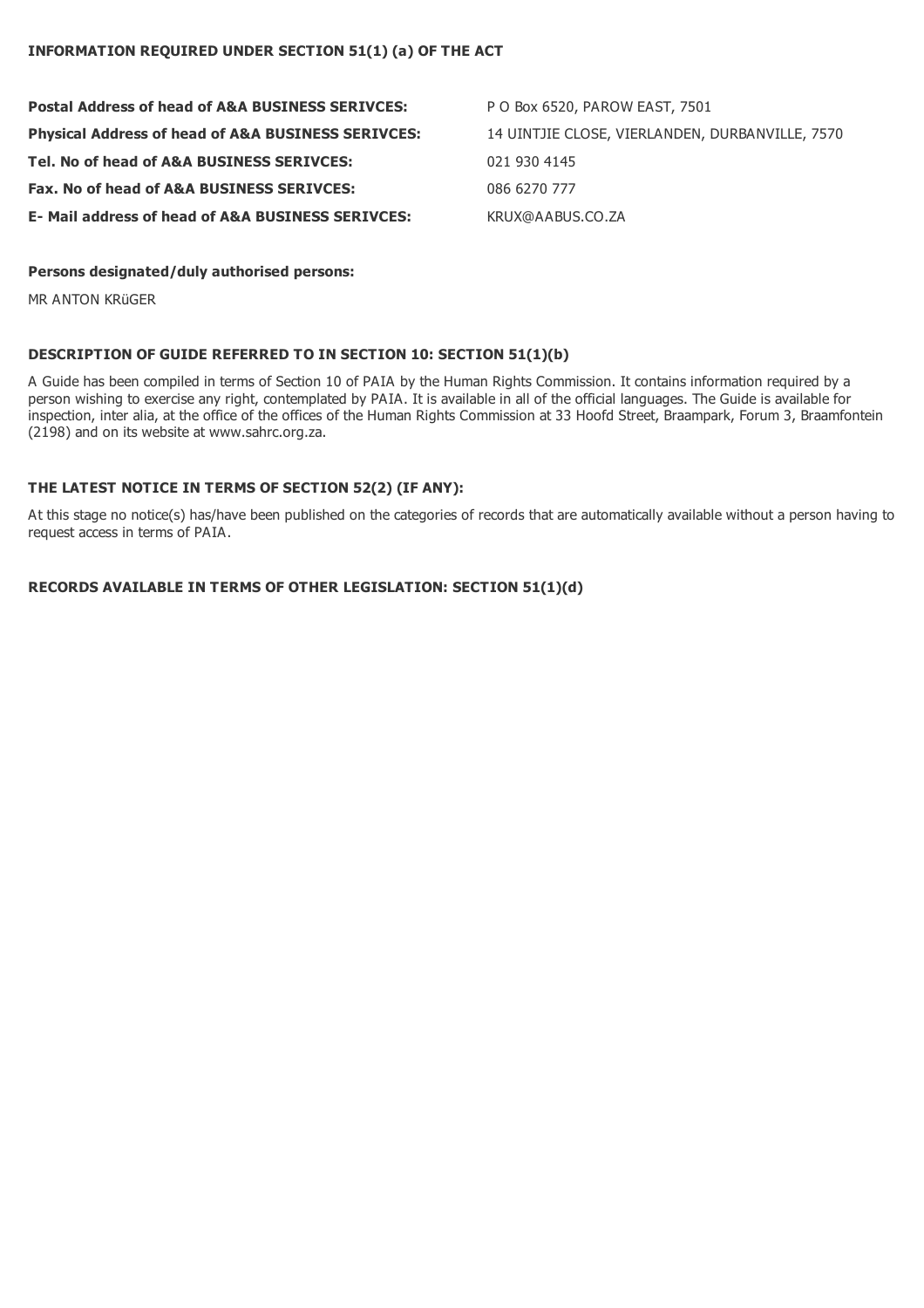### INFORMATION REQUIRED UNDER SECTION 51(1) (a) OF THE ACT

| | |
|---|---|
| **Postal Address of head of A&A BUSINESS SERIVCES:** | P O Box 6520, PAROW EAST, 7501 |
| **Physical Address of head of A&A BUSINESS SERIVCES:** | 14 UINTJIE CLOSE, VIERLANDEN, DURBANVILLE, 7570 |
| **Tel. No of head of A&A BUSINESS SERIVCES:** | 021 930 4145 |
| **Fax. No of head of A&A BUSINESS SERIVCES:** | 086 6270 777 |
| **E- Mail address of head of A&A BUSINESS SERIVCES:** | KRUX@AABUS.CO.ZA |

**Persons designated/duly authorised persons:**

MR ANTON KRüGER

### DESCRIPTION OF GUIDE REFERRED TO IN SECTION 10: SECTION 51(1)(b)

A Guide has been compiled in terms of Section 10 of PAIA by the Human Rights Commission. It contains information required by a person wishing to exercise any right, contemplated by PAIA. It is available in all of the official languages. The Guide is available for inspection, inter alia, at the office of the offices of the Human Rights Commission at 33 Hoofd Street, Braampark, Forum 3, Braamfontein (2198) and on its website at www.sahrc.org.za.

### THE LATEST NOTICE IN TERMS OF SECTION 52(2) (IF ANY):

At this stage no notice(s) has/have been published on the categories of records that are automatically available without a person having to request access in terms of PAIA.

### RECORDS AVAILABLE IN TERMS OF OTHER LEGISLATION: SECTION 51(1)(d)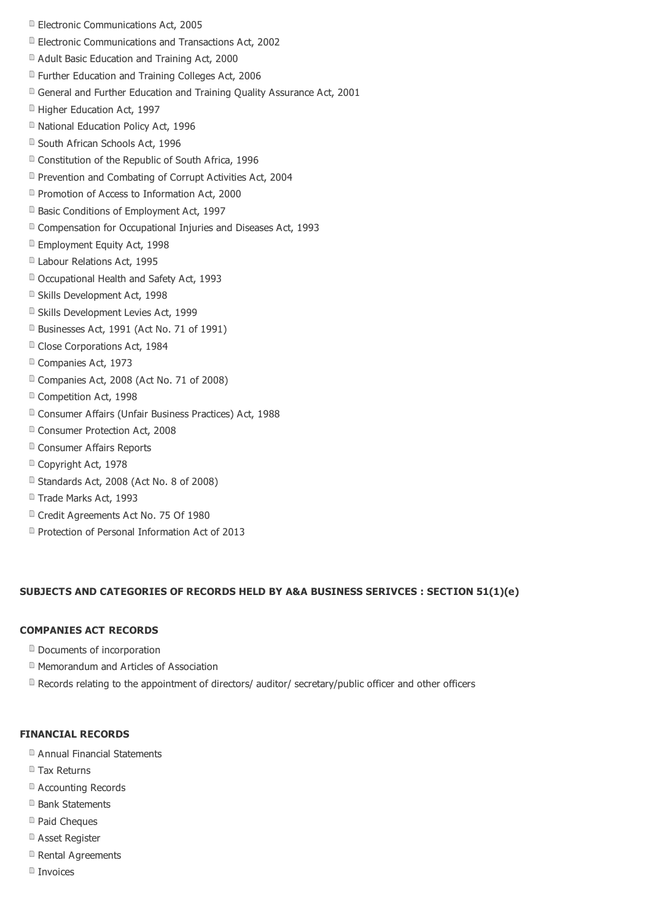- Electronic Communications Act, 2005
- Electronic Communications and Transactions Act, 2002
- Adult Basic Education and Training Act, 2000
- Further Education and Training Colleges Act, 2006
- General and Further Education and Training Quality Assurance Act, 2001
- Higher Education Act, 1997
- National Education Policy Act, 1996
- South African Schools Act, 1996
- Constitution of the Republic of South Africa, 1996
- Prevention and Combating of Corrupt Activities Act, 2004
- Promotion of Access to Information Act, 2000
- Basic Conditions of Employment Act, 1997
- Compensation for Occupational Injuries and Diseases Act, 1993
- Employment Equity Act, 1998
- Labour Relations Act, 1995
- Occupational Health and Safety Act, 1993
- Skills Development Act, 1998
- Skills Development Levies Act, 1999
- Businesses Act, 1991 (Act No. 71 of 1991)
- Close Corporations Act, 1984
- Companies Act, 1973
- Companies Act, 2008 (Act No. 71 of 2008)
- Competition Act, 1998
- Consumer Affairs (Unfair Business Practices) Act, 1988
- Consumer Protection Act, 2008
- Consumer Affairs Reports
- Copyright Act, 1978
- Standards Act, 2008 (Act No. 8 of 2008)
- Trade Marks Act, 1993
- Credit Agreements Act No. 75 Of 1980
- Protection of Personal Information Act of 2013

**SUBJECTS AND CATEGORIES OF RECORDS HELD BY A&A BUSINESS SERIVCES : SECTION 51(1)(e)**

**COMPANIES ACT RECORDS**

- Documents of incorporation
- Memorandum and Articles of Association
- Records relating to the appointment of directors/ auditor/ secretary/public officer and other officers

**FINANCIAL RECORDS**

- Annual Financial Statements
- Tax Returns
- Accounting Records
- Bank Statements
- Paid Cheques
- Asset Register
- Rental Agreements
- Invoices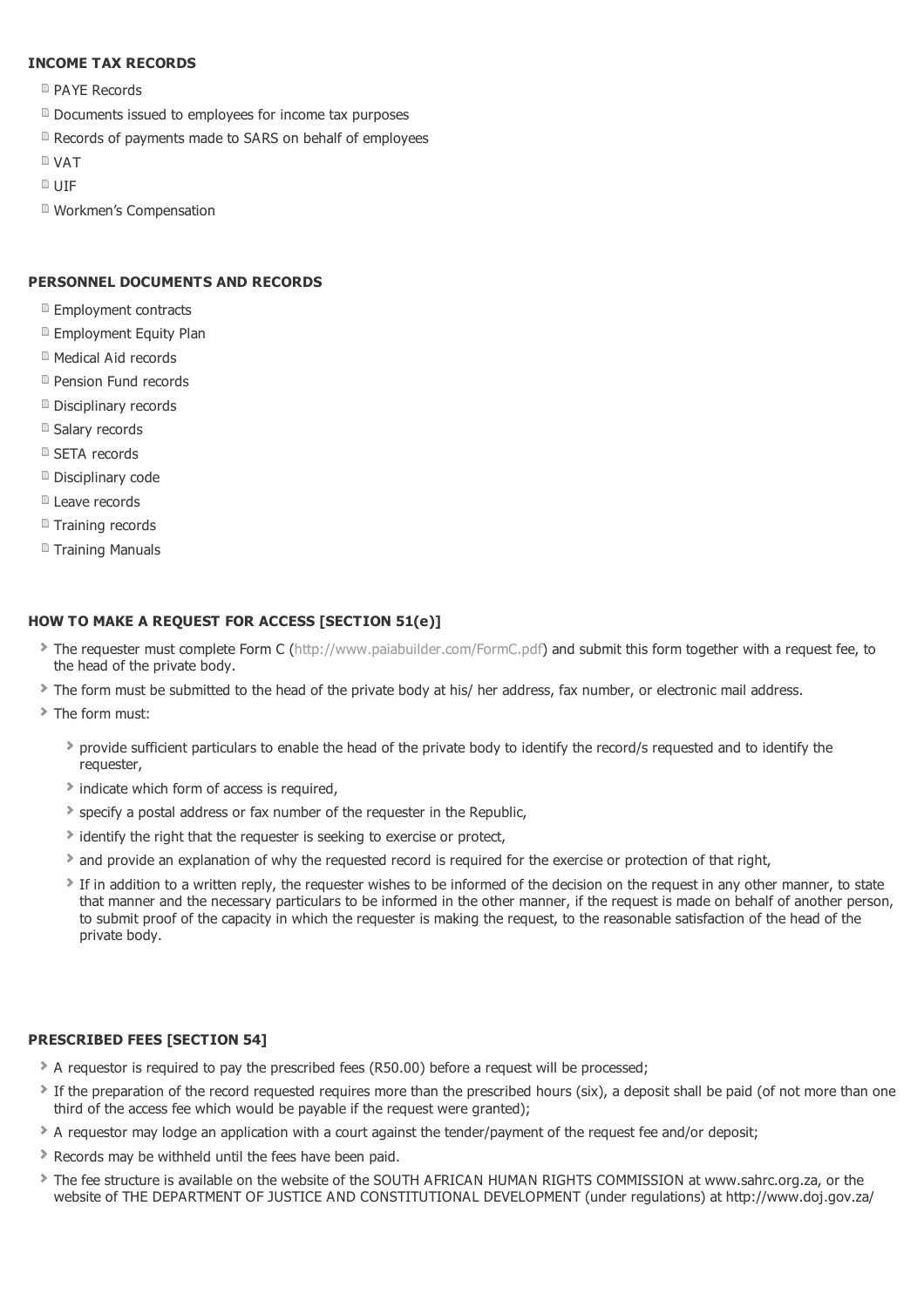**INCOME TAX RECORDS**

- PAYE Records
- Documents issued to employees for income tax purposes
- Records of payments made to SARS on behalf of employees
- VAT
- UIF
- Workmen's Compensation

**PERSONNEL DOCUMENTS AND RECORDS**

- Employment contracts
- Employment Equity Plan
- Medical Aid records
- Pension Fund records
- Disciplinary records
- Salary records
- SETA records
- Disciplinary code
- Leave records
- Training records
- Training Manuals

**HOW TO MAKE A REQUEST FOR ACCESS [SECTION 51(e)]**

- The requester must complete Form C (http://www.paiabuilder.com/FormC.pdf) and submit this form together with a request fee, to the head of the private body.
- The form must be submitted to the head of the private body at his/ her address, fax number, or electronic mail address.
- The form must:
  - provide sufficient particulars to enable the head of the private body to identify the record/s requested and to identify the requester,
  - indicate which form of access is required,
  - specify a postal address or fax number of the requester in the Republic,
  - identify the right that the requester is seeking to exercise or protect,
  - and provide an explanation of why the requested record is required for the exercise or protection of that right,
  - If in addition to a written reply, the requester wishes to be informed of the decision on the request in any other manner, to state that manner and the necessary particulars to be informed in the other manner, if the request is made on behalf of another person, to submit proof of the capacity in which the requester is making the request, to the reasonable satisfaction of the head of the private body.

**PRESCRIBED FEES [SECTION 54]**

- A requestor is required to pay the prescribed fees (R50.00) before a request will be processed;
- If the preparation of the record requested requires more than the prescribed hours (six), a deposit shall be paid (of not more than one third of the access fee which would be payable if the request were granted);
- A requestor may lodge an application with a court against the tender/payment of the request fee and/or deposit;
- Records may be withheld until the fees have been paid.
- The fee structure is available on the website of the SOUTH AFRICAN HUMAN RIGHTS COMMISSION at www.sahrc.org.za, or the website of THE DEPARTMENT OF JUSTICE AND CONSTITUTIONAL DEVELOPMENT (under regulations) at http://www.doj.gov.za/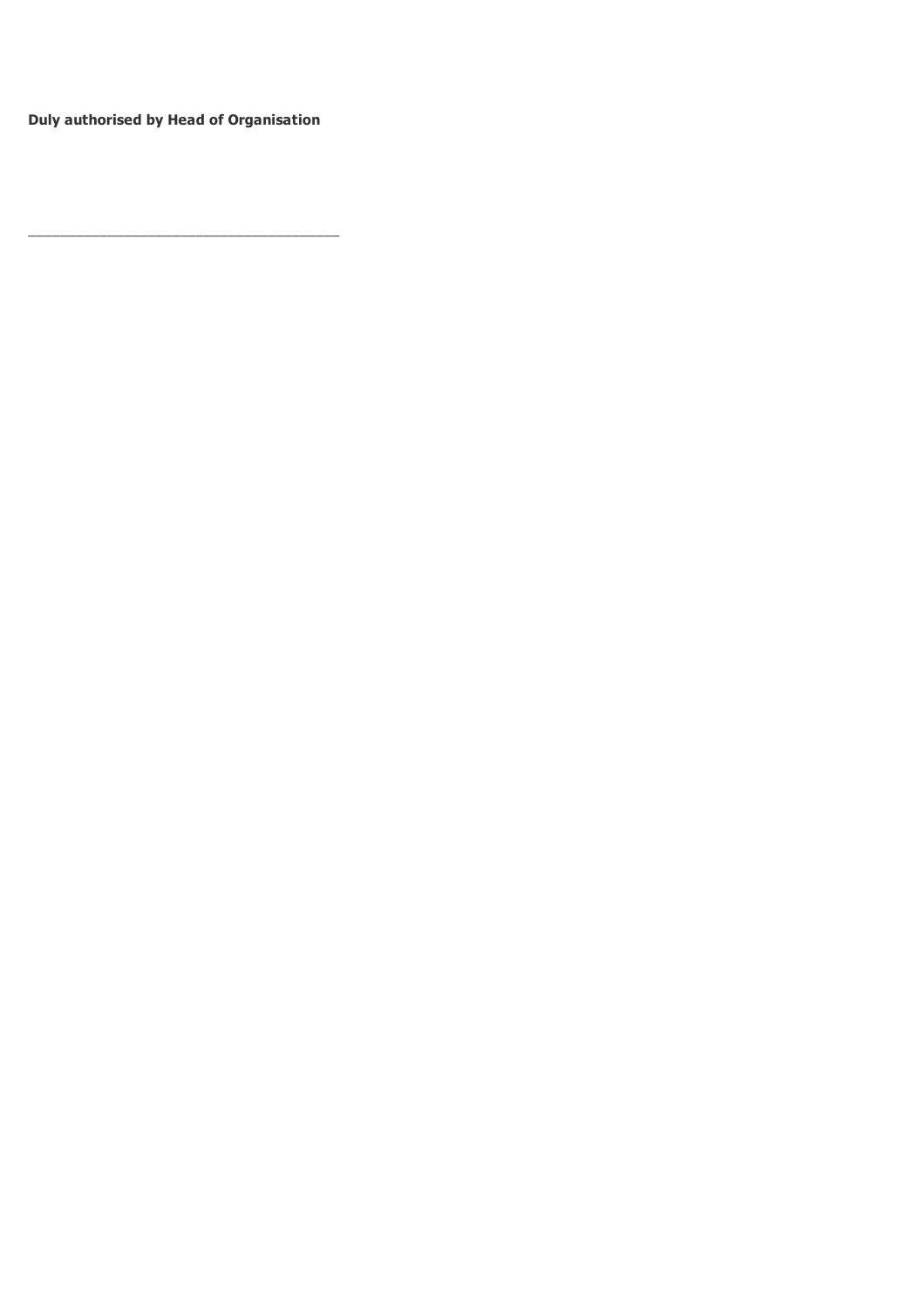**Duly authorised by Head of Organisation**

\_\_\_\_\_\_\_\_\_\_\_\_\_\_\_\_\_\_\_\_\_\_\_\_\_\_\_\_\_\_\_\_\_\_\_\_\_\_